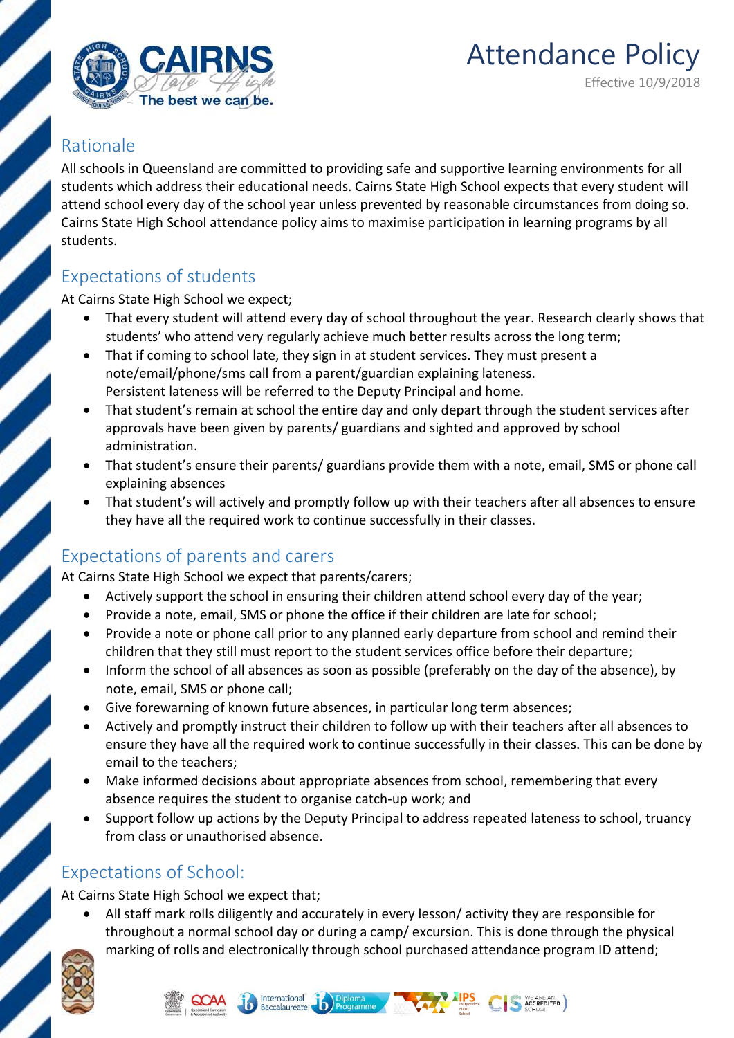# Attendance Policy

Effective 10/9/2018

## Rationale

All schools in Queensland are committed to providing safe and supportive learning environments for all students which address their educational needs. Cairns State High School expects that every student will attend school every day of the school year unless prevented by reasonable circumstances from doing so. Cairns State High School attendance policy aims to maximise participation in learning programs by all students.

## Expectations of students

At Cairns State High School we expect;

- That every student will attend every day of school throughout the year. Research clearly shows that students' who attend very regularly achieve much better results across the long term;
- That if coming to school late, they sign in at student services. They must present a note/email/phone/sms call from a parent/guardian explaining lateness. Persistent lateness will be referred to the Deputy Principal and home.
- That student's remain at school the entire day and only depart through the student services after approvals have been given by parents/ guardians and sighted and approved by school administration.
- That student's ensure their parents/ guardians provide them with a note, email, SMS or phone call explaining absences
- That student's will actively and promptly follow up with their teachers after all absences to ensure they have all the required work to continue successfully in their classes.

## Expectations of parents and carers

At Cairns State High School we expect that parents/carers;

- Actively support the school in ensuring their children attend school every day of the year;
- Provide a note, email, SMS or phone the office if their children are late for school;
- Provide a note or phone call prior to any planned early departure from school and remind their children that they still must report to the student services office before their departure;
- Inform the school of all absences as soon as possible (preferably on the day of the absence), by note, email, SMS or phone call;
- Give forewarning of known future absences, in particular long term absences;
- Actively and promptly instruct their children to follow up with their teachers after all absences to ensure they have all the required work to continue successfully in their classes. This can be done by email to the teachers;
- Make informed decisions about appropriate absences from school, remembering that every absence requires the student to organise catch-up work; and
- Support follow up actions by the Deputy Principal to address repeated lateness to school, truancy from class or unauthorised absence.

## Expectations of School:

At Cairns State High School we expect that;

- All staff mark rolls diligently and accurately in every lesson/ activity they are responsible for throughout a normal school day or during a camp/ excursion. This is done through the physical marking of rolls and electronically through school purchased attendance program ID attend;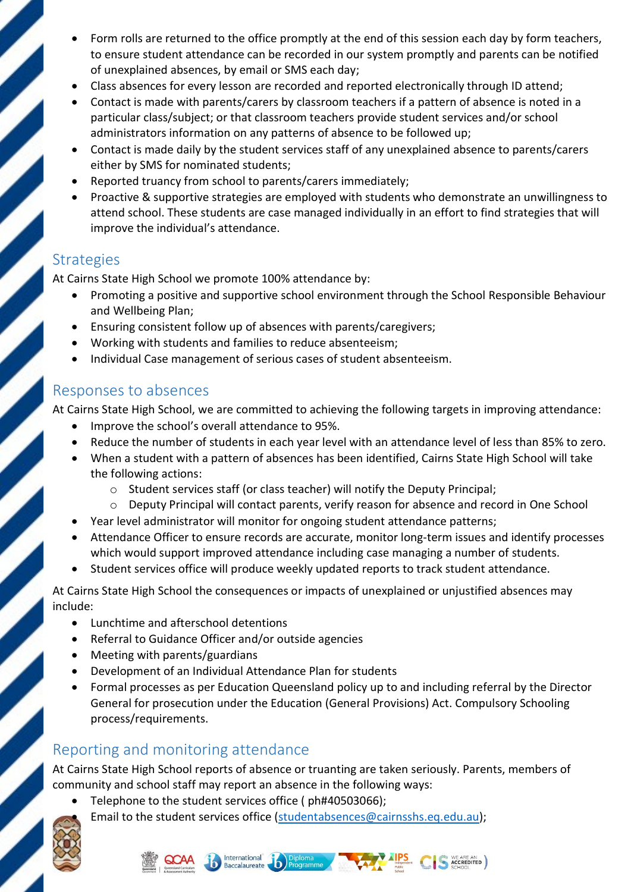- Form rolls are returned to the office promptly at the end of this session each day by form teachers, to ensure student attendance can be recorded in our system promptly and parents can be notified of unexplained absences, by email or SMS each day;
- Class absences for every lesson are recorded and reported electronically through ID attend;
- Contact is made with parents/carers by classroom teachers if a pattern of absence is noted in a particular class/subject; or that classroom teachers provide student services and/or school administrators information on any patterns of absence to be followed up;
- Contact is made daily by the student services staff of any unexplained absence to parents/carers either by SMS for nominated students;
- Reported truancy from school to parents/carers immediately;
- Proactive & supportive strategies are employed with students who demonstrate an unwillingness to attend school. These students are case managed individually in an effort to find strategies that will improve the individual's attendance.

## Strategies

At Cairns State High School we promote 100% attendance by:

- Promoting a positive and supportive school environment through the School Responsible Behaviour and Wellbeing Plan;
- Ensuring consistent follow up of absences with parents/caregivers;
- Working with students and families to reduce absenteeism;
- Individual Case management of serious cases of student absenteeism.

## Responses to absences

At Cairns State High School, we are committed to achieving the following targets in improving attendance:

- Improve the school's overall attendance to 95%.
- Reduce the number of students in each year level with an attendance level of less than 85% to zero.
- When a student with a pattern of absences has been identified, Cairns State High School will take the following actions:
  - Student services staff (or class teacher) will notify the Deputy Principal;
  - Deputy Principal will contact parents, verify reason for absence and record in One School
- Year level administrator will monitor for ongoing student attendance patterns;
- Attendance Officer to ensure records are accurate, monitor long-term issues and identify processes which would support improved attendance including case managing a number of students.
- Student services office will produce weekly updated reports to track student attendance.

At Cairns State High School the consequences or impacts of unexplained or unjustified absences may include:

- Lunchtime and afterschool detentions
- Referral to Guidance Officer and/or outside agencies
- Meeting with parents/guardians
- Development of an Individual Attendance Plan for students
- Formal processes as per Education Queensland policy up to and including referral by the Director General for prosecution under the Education (General Provisions) Act. Compulsory Schooling process/requirements.

## Reporting and monitoring attendance

At Cairns State High School reports of absence or truanting are taken seriously. Parents, members of community and school staff may report an absence in the following ways:

- Telephone to the student services office ( ph#40503066);
- Email to the student services office (studentabsences@cairnsshs.eq.edu.au);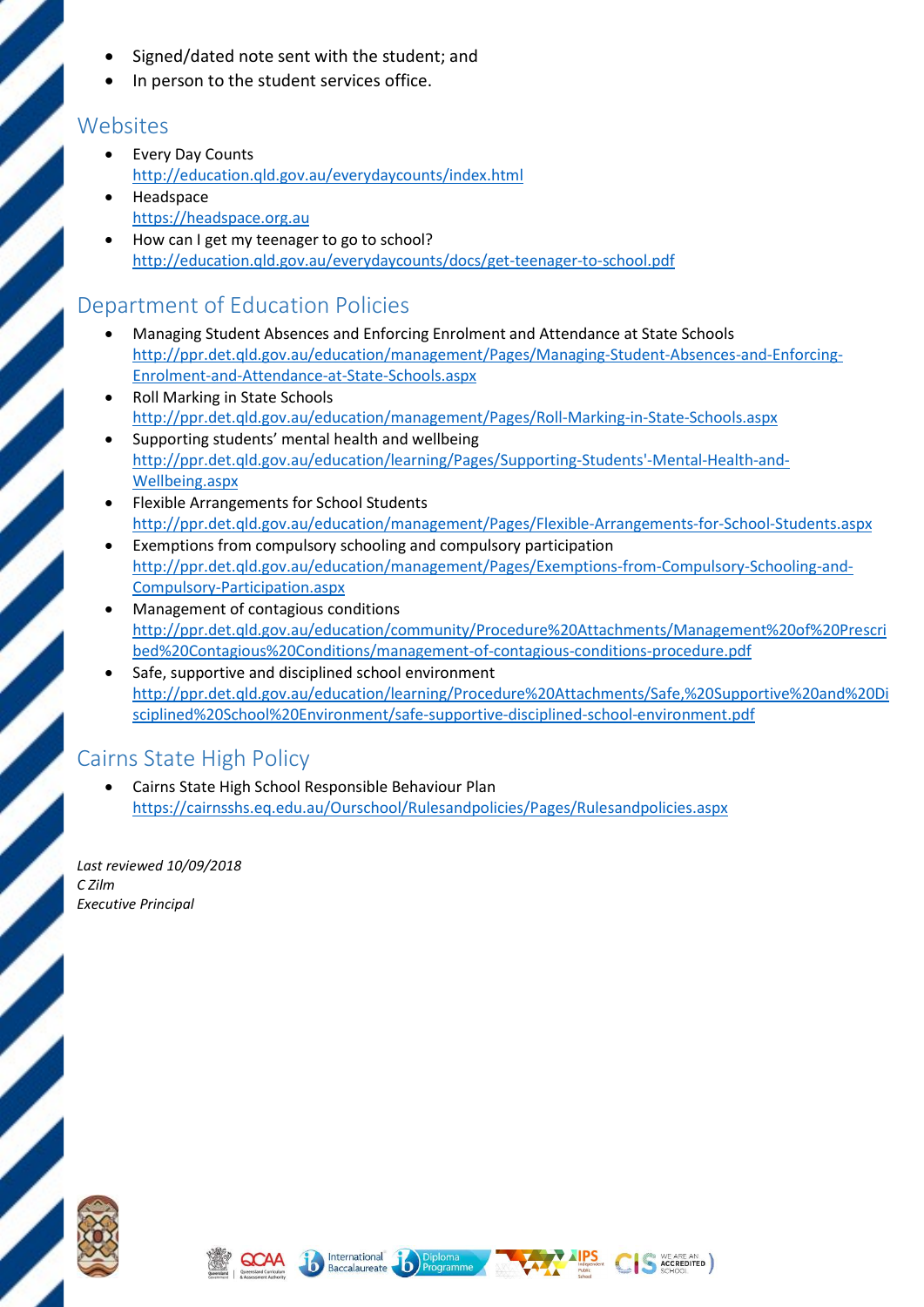- Signed/dated note sent with the student; and
- In person to the student services office.

## Websites

- Every Day Counts
  http://education.qld.gov.au/everydaycounts/index.html
- Headspace
  https://headspace.org.au
- How can I get my teenager to go to school?
  http://education.qld.gov.au/everydaycounts/docs/get-teenager-to-school.pdf

## Department of Education Policies

- Managing Student Absences and Enforcing Enrolment and Attendance at State Schools
  http://ppr.det.qld.gov.au/education/management/Pages/Managing-Student-Absences-and-Enforcing-Enrolment-and-Attendance-at-State-Schools.aspx
- Roll Marking in State Schools
  http://ppr.det.qld.gov.au/education/management/Pages/Roll-Marking-in-State-Schools.aspx
- Supporting students' mental health and wellbeing
  http://ppr.det.qld.gov.au/education/learning/Pages/Supporting-Students'-Mental-Health-and-Wellbeing.aspx
- Flexible Arrangements for School Students
  http://ppr.det.qld.gov.au/education/management/Pages/Flexible-Arrangements-for-School-Students.aspx
- Exemptions from compulsory schooling and compulsory participation
  http://ppr.det.qld.gov.au/education/management/Pages/Exemptions-from-Compulsory-Schooling-and-Compulsory-Participation.aspx
- Management of contagious conditions
  http://ppr.det.qld.gov.au/education/community/Procedure%20Attachments/Management%20of%20Prescribed%20Contagious%20Conditions/management-of-contagious-conditions-procedure.pdf
- Safe, supportive and disciplined school environment
  http://ppr.det.qld.gov.au/education/learning/Procedure%20Attachments/Safe,%20Supportive%20and%20Disciplined%20School%20Environment/safe-supportive-disciplined-school-environment.pdf

## Cairns State High Policy

- Cairns State High School Responsible Behaviour Plan
  https://cairnsshs.eq.edu.au/Ourschool/Rulesandpolicies/Pages/Rulesandpolicies.aspx

*Last reviewed 10/09/2018*
*C Zilm*
*Executive Principal*